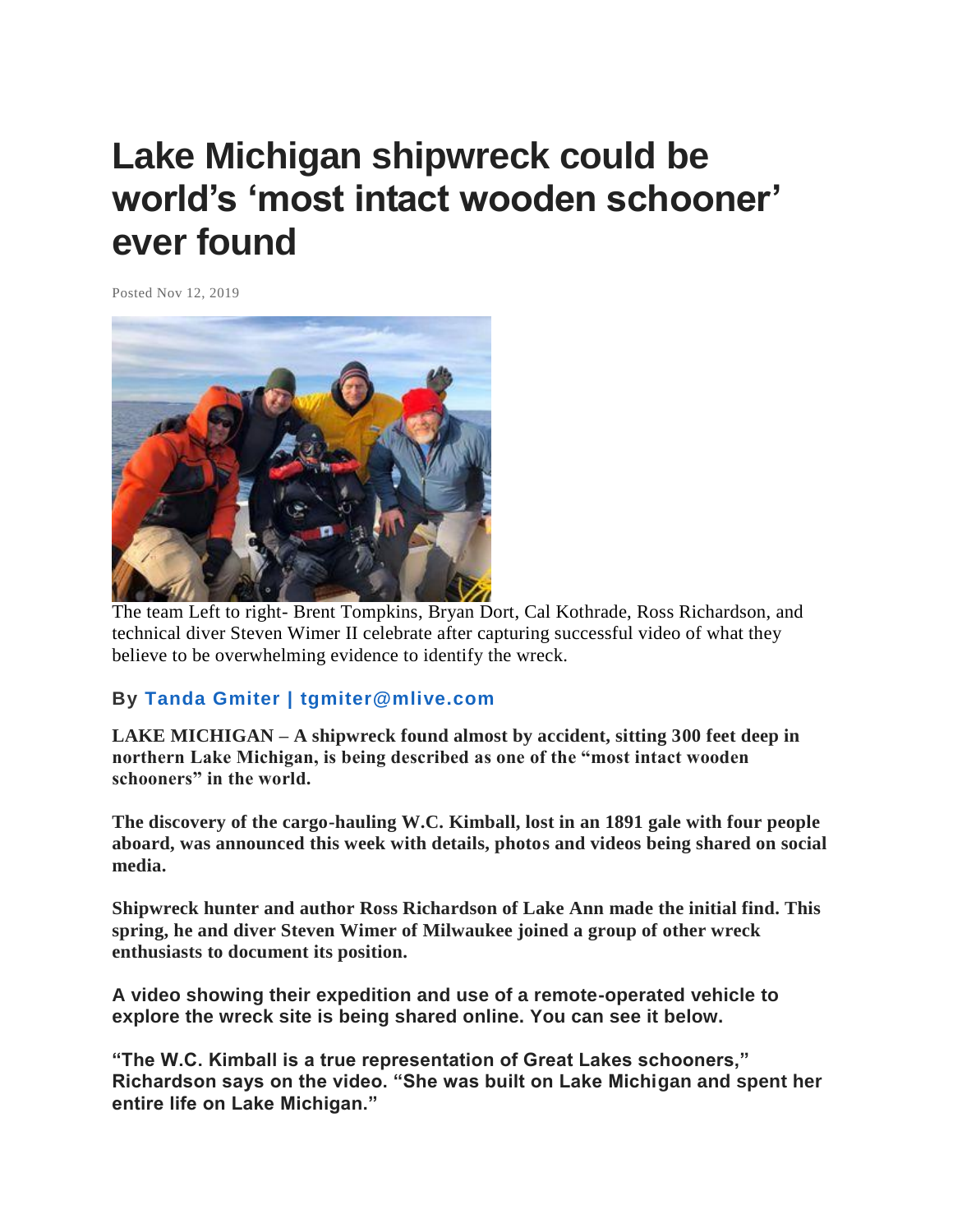# Lake Michigan shipwreck could be world's 'most intact wooden schooner' ever found

Posted Nov 12, 2019

The team Left to right- Brent Tompkins, Bryan Dort, Cal Kothrade, Ross Richardson, and technical diver Steven Wimer II celebrate after capturing successful video of what they believe to be overwhelming evidence to identify the wreck.

**By Tanda Gmiter | tgmiter@mlive.com**

**LAKE MICHIGAN – A shipwreck found almost by accident, sitting 300 feet deep in northern Lake Michigan, is being described as one of the "most intact wooden schooners" in the world.**

**The discovery of the cargo-hauling W.C. Kimball, lost in an 1891 gale with four people aboard, was announced this week with details, photos and videos being shared on social media.**

**Shipwreck hunter and author Ross Richardson of Lake Ann made the initial find. This spring, he and diver Steven Wimer of Milwaukee joined a group of other wreck enthusiasts to document its position.**

**A video showing their expedition and use of a remote-operated vehicle to explore the wreck site is being shared online. You can see it below.**

**"The W.C. Kimball is a true representation of Great Lakes schooners," Richardson says on the video. "She was built on Lake Michigan and spent her entire life on Lake Michigan."**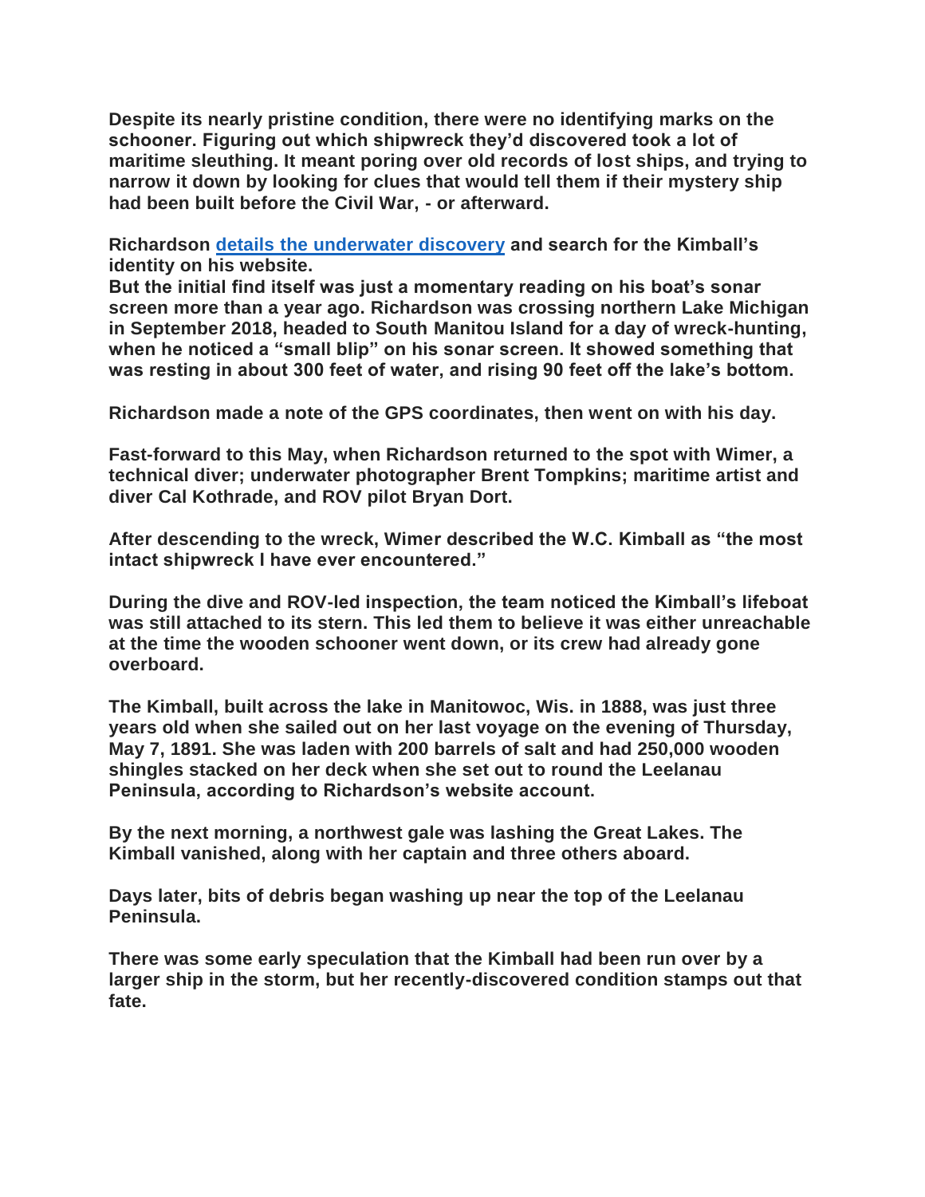**Despite its nearly pristine condition, there were no identifying marks on the schooner. Figuring out which shipwreck they'd discovered took a lot of maritime sleuthing. It meant poring over old records of lost ships, and trying to narrow it down by looking for clues that would tell them if their mystery ship had been built before the Civil War, - or afterward.**

**Richardson [details the underwater discovery] and search for the Kimball's identity on his website.**

**But the initial find itself was just a momentary reading on his boat's sonar screen more than a year ago. Richardson was crossing northern Lake Michigan in September 2018, headed to South Manitou Island for a day of wreck-hunting, when he noticed a "small blip" on his sonar screen. It showed something that was resting in about 300 feet of water, and rising 90 feet off the lake's bottom.**

**Richardson made a note of the GPS coordinates, then went on with his day.**

**Fast-forward to this May, when Richardson returned to the spot with Wimer, a technical diver; underwater photographer Brent Tompkins; maritime artist and diver Cal Kothrade, and ROV pilot Bryan Dort.**

**After descending to the wreck, Wimer described the W.C. Kimball as "the most intact shipwreck I have ever encountered."**

**During the dive and ROV-led inspection, the team noticed the Kimball's lifeboat was still attached to its stern. This led them to believe it was either unreachable at the time the wooden schooner went down, or its crew had already gone overboard.**

**The Kimball, built across the lake in Manitowoc, Wis. in 1888, was just three years old when she sailed out on her last voyage on the evening of Thursday, May 7, 1891. She was laden with 200 barrels of salt and had 250,000 wooden shingles stacked on her deck when she set out to round the Leelanau Peninsula, according to Richardson's website account.**

**By the next morning, a northwest gale was lashing the Great Lakes. The Kimball vanished, along with her captain and three others aboard.**

**Days later, bits of debris began washing up near the top of the Leelanau Peninsula.**

**There was some early speculation that the Kimball had been run over by a larger ship in the storm, but her recently-discovered condition stamps out that fate.**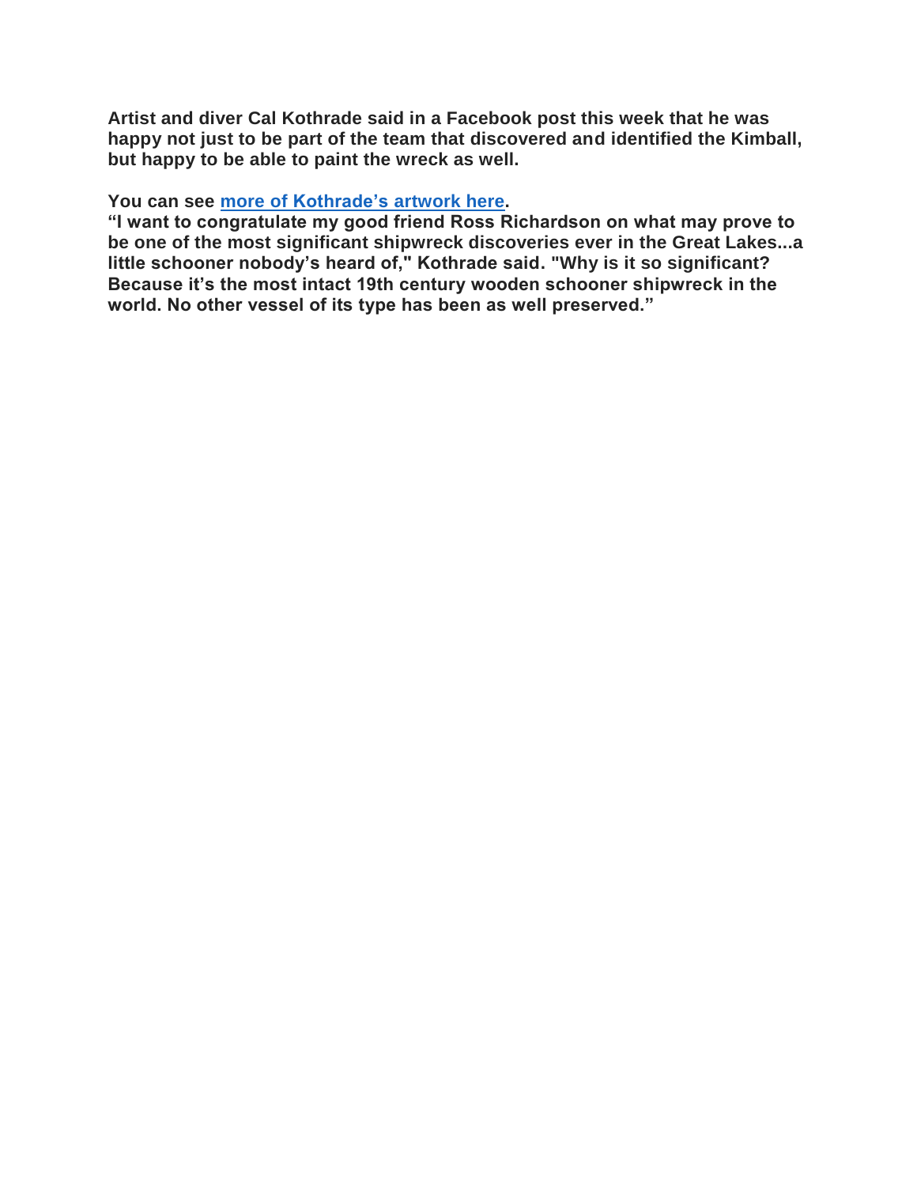**Artist and diver Cal Kothrade said in a Facebook post this week that he was happy not just to be part of the team that discovered and identified the Kimball, but happy to be able to paint the wreck as well.**

**You can see [more of Kothrade's artwork here](#).**
**"I want to congratulate my good friend Ross Richardson on what may prove to be one of the most significant shipwreck discoveries ever in the Great Lakes...a little schooner nobody's heard of," Kothrade said. "Why is it so significant? Because it's the most intact 19th century wooden schooner shipwreck in the world. No other vessel of its type has been as well preserved."**